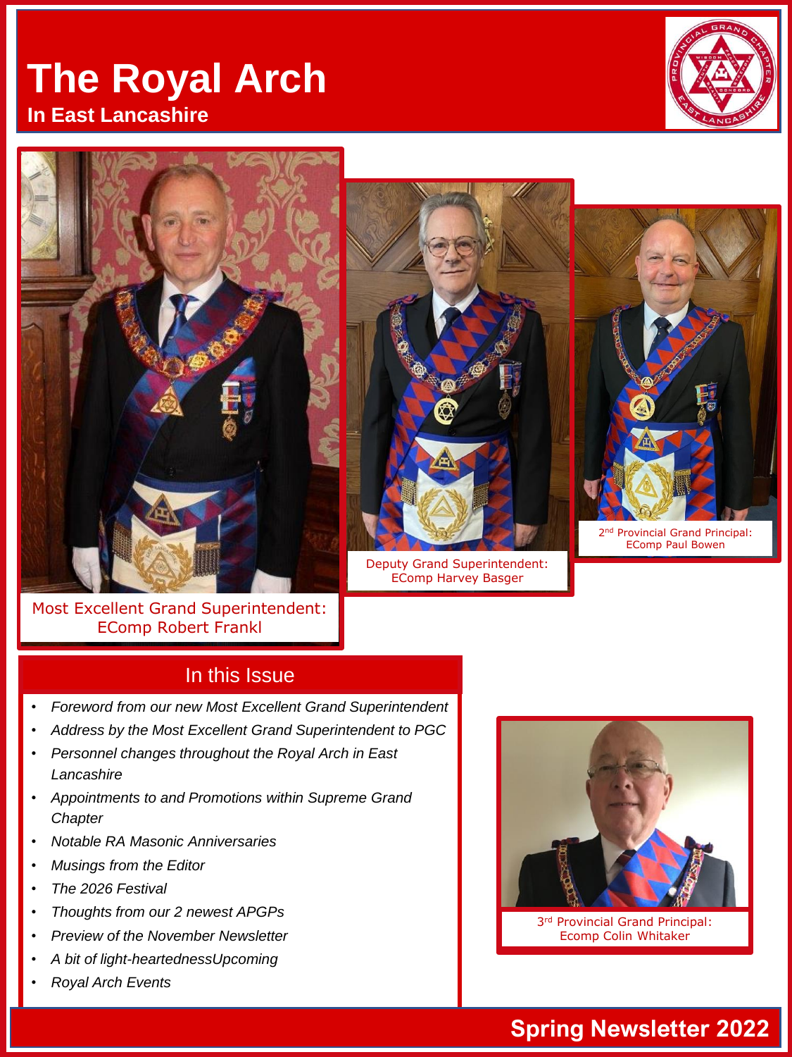# The Royal Arch

## In East Lancashire

Most Excellent Grand Superintendent: EComp Robert Frankl

Deputy Grand Superintendent: EComp Harvey Basger

2nd Provincial Grand Principal: EComp Paul Bowen

3rd Provincial Grand Principal: Ecomp Colin Whitaker

## In this Issue

- *Foreword from our new Most Excellent Grand Superintendent*
- *Address by the Most Excellent Grand Superintendent to PGC*
- *Personnel changes throughout the Royal Arch in East Lancashire*
- *Appointments to and Promotions within Supreme Grand Chapter*
- *Notable RA Masonic Anniversaries*
- *Musings from the Editor*
- *The 2026 Festival*
- *Thoughts from our 2 newest APGPs*
- *Preview of the November Newsletter*
- *A bit of light-heartednessUpcoming*
- *Royal Arch Events*

**Spring Newsletter 2022**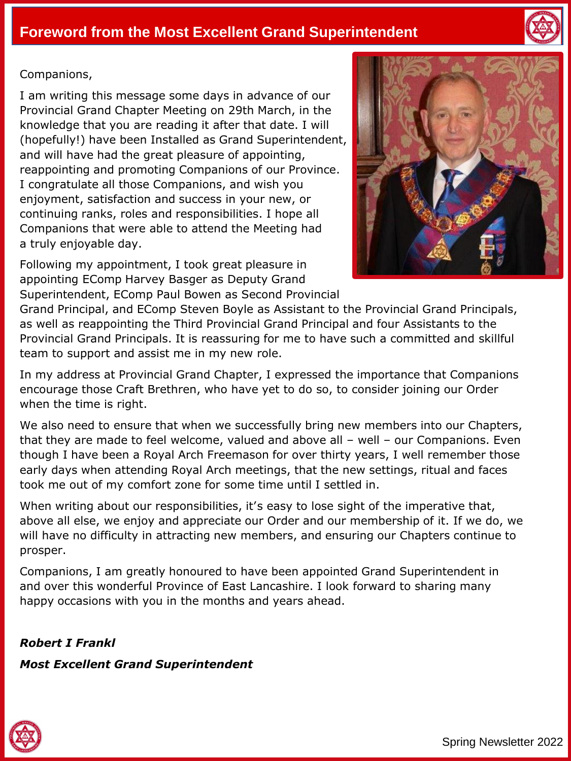# Foreword from the Most Excellent Grand Superintendent

Companions,

I am writing this message some days in advance of our Provincial Grand Chapter Meeting on 29th March, in the knowledge that you are reading it after that date. I will (hopefully!) have been Installed as Grand Superintendent, and will have had the great pleasure of appointing, reappointing and promoting Companions of our Province. I congratulate all those Companions, and wish you enjoyment, satisfaction and success in your new, or continuing ranks, roles and responsibilities. I hope all Companions that were able to attend the Meeting had a truly enjoyable day.

Following my appointment, I took great pleasure in appointing EComp Harvey Basger as Deputy Grand Superintendent, EComp Paul Bowen as Second Provincial Grand Principal, and EComp Steven Boyle as Assistant to the Provincial Grand Principals, as well as reappointing the Third Provincial Grand Principal and four Assistants to the Provincial Grand Principals. It is reassuring for me to have such a committed and skillful team to support and assist me in my new role.

In my address at Provincial Grand Chapter, I expressed the importance that Companions encourage those Craft Brethren, who have yet to do so, to consider joining our Order when the time is right.

We also need to ensure that when we successfully bring new members into our Chapters, that they are made to feel welcome, valued and above all – well – our Companions. Even though I have been a Royal Arch Freemason for over thirty years, I well remember those early days when attending Royal Arch meetings, that the new settings, ritual and faces took me out of my comfort zone for some time until I settled in.

When writing about our responsibilities, it's easy to lose sight of the imperative that, above all else, we enjoy and appreciate our Order and our membership of it. If we do, we will have no difficulty in attracting new members, and ensuring our Chapters continue to prosper.

Companions, I am greatly honoured to have been appointed Grand Superintendent in and over this wonderful Province of East Lancashire. I look forward to sharing many happy occasions with you in the months and years ahead.

***Robert I Frankl***

***Most Excellent Grand Superintendent***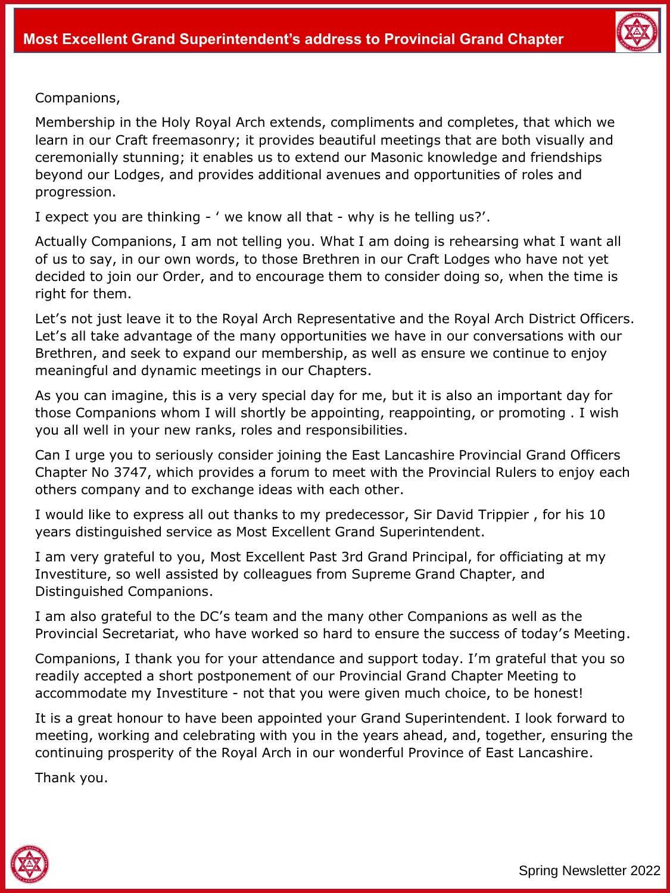# Most Excellent Grand Superintendent's address to Provincial Grand Chapter

Companions,

Membership in the Holy Royal Arch extends, compliments and completes, that which we learn in our Craft freemasonry; it provides beautiful meetings that are both visually and ceremonially stunning; it enables us to extend our Masonic knowledge and friendships beyond our Lodges, and provides additional avenues and opportunities of roles and progression.

I expect you are thinking - ' we know all that - why is he telling us?'.

Actually Companions, I am not telling you. What I am doing is rehearsing what I want all of us to say, in our own words, to those Brethren in our Craft Lodges who have not yet decided to join our Order, and to encourage them to consider doing so, when the time is right for them.

Let's not just leave it to the Royal Arch Representative and the Royal Arch District Officers. Let's all take advantage of the many opportunities we have in our conversations with our Brethren, and seek to expand our membership, as well as ensure we continue to enjoy meaningful and dynamic meetings in our Chapters.

As you can imagine, this is a very special day for me, but it is also an important day for those Companions whom I will shortly be appointing, reappointing, or promoting . I wish you all well in your new ranks, roles and responsibilities.

Can I urge you to seriously consider joining the East Lancashire Provincial Grand Officers Chapter No 3747, which provides a forum to meet with the Provincial Rulers to enjoy each others company and to exchange ideas with each other.

I would like to express all out thanks to my predecessor, Sir David Trippier , for his 10 years distinguished service as Most Excellent Grand Superintendent.

I am very grateful to you, Most Excellent Past 3rd Grand Principal, for officiating at my Investiture, so well assisted by colleagues from Supreme Grand Chapter, and Distinguished Companions.

I am also grateful to the DC's team and the many other Companions as well as the Provincial Secretariat, who have worked so hard to ensure the success of today's Meeting.

Companions, I thank you for your attendance and support today. I'm grateful that you so readily accepted a short postponement of our Provincial Grand Chapter Meeting to accommodate my Investiture - not that you were given much choice, to be honest!

It is a great honour to have been appointed your Grand Superintendent. I look forward to meeting, working and celebrating with you in the years ahead, and, together, ensuring the continuing prosperity of the Royal Arch in our wonderful Province of East Lancashire.

Thank you.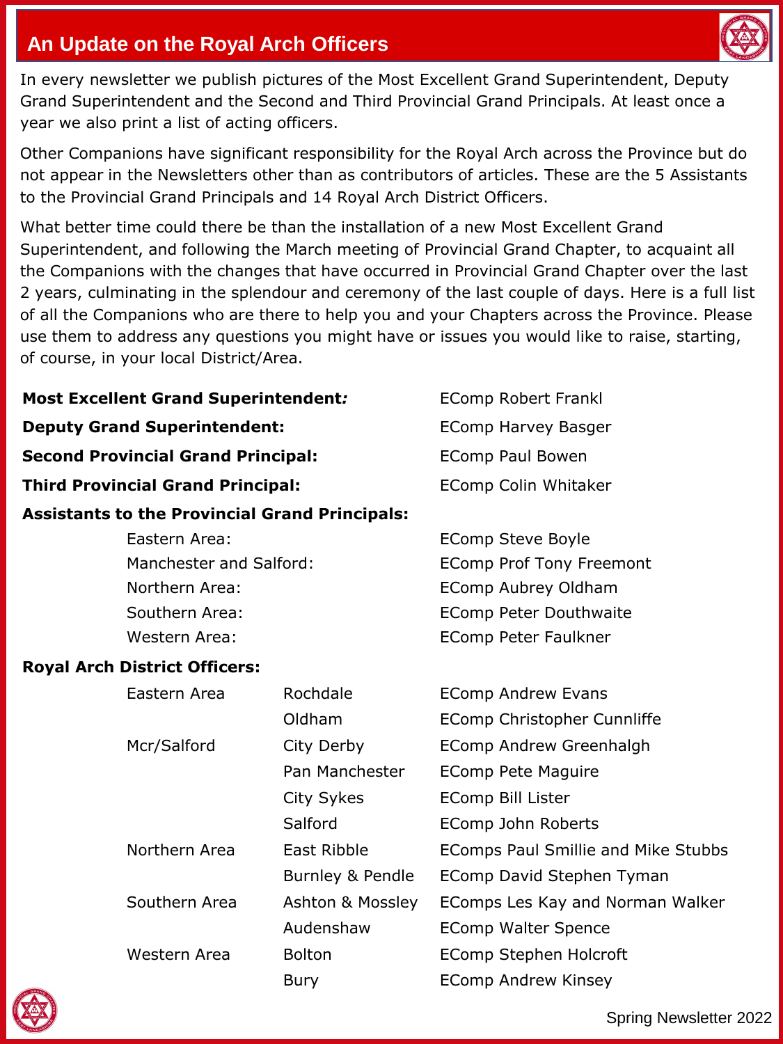## An Update on the Royal Arch Officers

In every newsletter we publish pictures of the Most Excellent Grand Superintendent, Deputy Grand Superintendent and the Second and Third Provincial Grand Principals. At least once a year we also print a list of acting officers.

Other Companions have significant responsibility for the Royal Arch across the Province but do not appear in the Newsletters other than as contributors of articles. These are the 5 Assistants to the Provincial Grand Principals and 14 Royal Arch District Officers.

What better time could there be than the installation of a new Most Excellent Grand Superintendent, and following the March meeting of Provincial Grand Chapter, to acquaint all the Companions with the changes that have occurred in Provincial Grand Chapter over the last 2 years, culminating in the splendour and ceremony of the last couple of days. Here is a full list of all the Companions who are there to help you and your Chapters across the Province. Please use them to address any questions you might have or issues you would like to raise, starting, of course, in your local District/Area.

| | | |
|---|---|---|
| **Most Excellent Grand Superintendent:** | | EComp Robert Frankl |
| **Deputy Grand Superintendent:** | | EComp Harvey Basger |
| **Second Provincial Grand Principal:** | | EComp Paul Bowen |
| **Third Provincial Grand Principal:** | | EComp Colin Whitaker |
| **Assistants to the Provincial Grand Principals:** | | |
| Eastern Area: | | EComp Steve Boyle |
| Manchester and Salford: | | EComp Prof Tony Freemont |
| Northern Area: | | EComp Aubrey Oldham |
| Southern Area: | | EComp Peter Douthwaite |
| Western Area: | | EComp Peter Faulkner |
| **Royal Arch District Officers:** | | |
| Eastern Area | Rochdale | EComp Andrew Evans |
| | Oldham | EComp Christopher Cunnliffe |
| Mcr/Salford | City Derby | EComp Andrew Greenhalgh |
| | Pan Manchester | EComp Pete Maguire |
| | City Sykes | EComp Bill Lister |
| | Salford | EComp John Roberts |
| Northern Area | East Ribble | EComps Paul Smillie and Mike Stubbs |
| | Burnley & Pendle | EComp David Stephen Tyman |
| Southern Area | Ashton & Mossley | EComps Les Kay and Norman Walker |
| | Audenshaw | EComp Walter Spence |
| Western Area | Bolton | EComp Stephen Holcroft |
| | Bury | EComp Andrew Kinsey |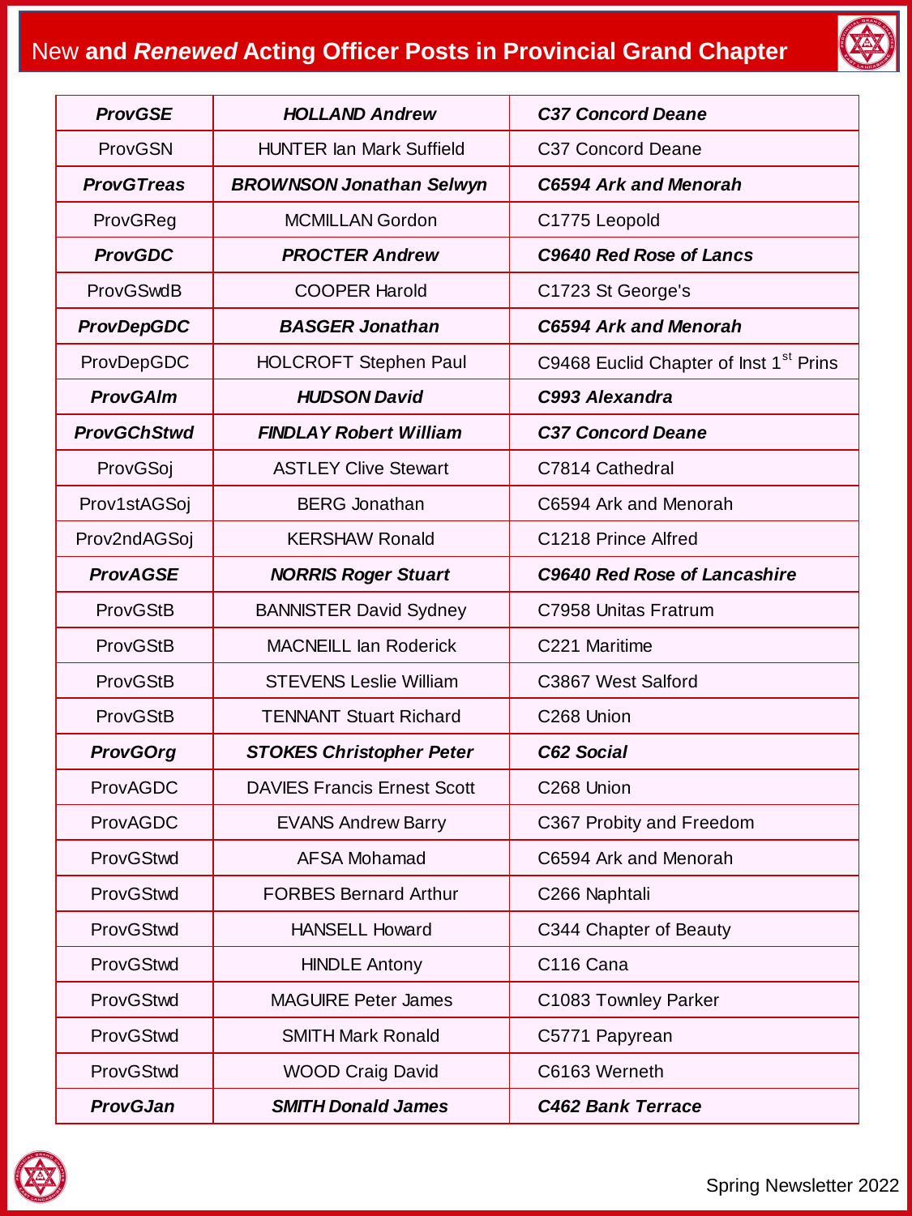# New **and *Renewed* Acting Officer Posts in Provincial Grand Chapter**

| | | |
|---|---|---|
| ***ProvGSE*** | ***HOLLAND Andrew*** | ***C37 Concord Deane*** |
| ProvGSN | HUNTER Ian Mark Suffield | C37 Concord Deane |
| ***ProvGTreas*** | ***BROWNSON Jonathan Selwyn*** | ***C6594 Ark and Menorah*** |
| ProvGReg | MCMILLAN Gordon | C1775 Leopold |
| ***ProvGDC*** | ***PROCTER Andrew*** | ***C9640 Red Rose of Lancs*** |
| ProvGSwdB | COOPER Harold | C1723 St George's |
| ***ProvDepGDC*** | ***BASGER Jonathan*** | ***C6594 Ark and Menorah*** |
| ProvDepGDC | HOLCROFT Stephen Paul | C9468 Euclid Chapter of Inst 1st Prins |
| ***ProvGAlm*** | ***HUDSON David*** | ***C993 Alexandra*** |
| ***ProvGChStwd*** | ***FINDLAY Robert William*** | ***C37 Concord Deane*** |
| ProvGSoj | ASTLEY Clive Stewart | C7814 Cathedral |
| Prov1stAGSoj | BERG Jonathan | C6594 Ark and Menorah |
| Prov2ndAGSoj | KERSHAW Ronald | C1218 Prince Alfred |
| ***ProvAGSE*** | ***NORRIS Roger Stuart*** | ***C9640 Red Rose of Lancashire*** |
| ProvGStB | BANNISTER David Sydney | C7958 Unitas Fratrum |
| ProvGStB | MACNEILL Ian Roderick | C221 Maritime |
| ProvGStB | STEVENS Leslie William | C3867 West Salford |
| ProvGStB | TENNANT Stuart Richard | C268 Union |
| ***ProvGOrg*** | ***STOKES Christopher Peter*** | ***C62 Social*** |
| ProvAGDC | DAVIES Francis Ernest Scott | C268 Union |
| ProvAGDC | EVANS Andrew Barry | C367 Probity and Freedom |
| ProvGStwd | AFSA Mohamad | C6594 Ark and Menorah |
| ProvGStwd | FORBES Bernard Arthur | C266 Naphtali |
| ProvGStwd | HANSELL Howard | C344 Chapter of Beauty |
| ProvGStwd | HINDLE Antony | C116 Cana |
| ProvGStwd | MAGUIRE Peter James | C1083 Townley Parker |
| ProvGStwd | SMITH Mark Ronald | C5771 Papyrean |
| ProvGStwd | WOOD Craig David | C6163 Werneth |
| ***ProvGJan*** | ***SMITH Donald James*** | ***C462 Bank Terrace*** |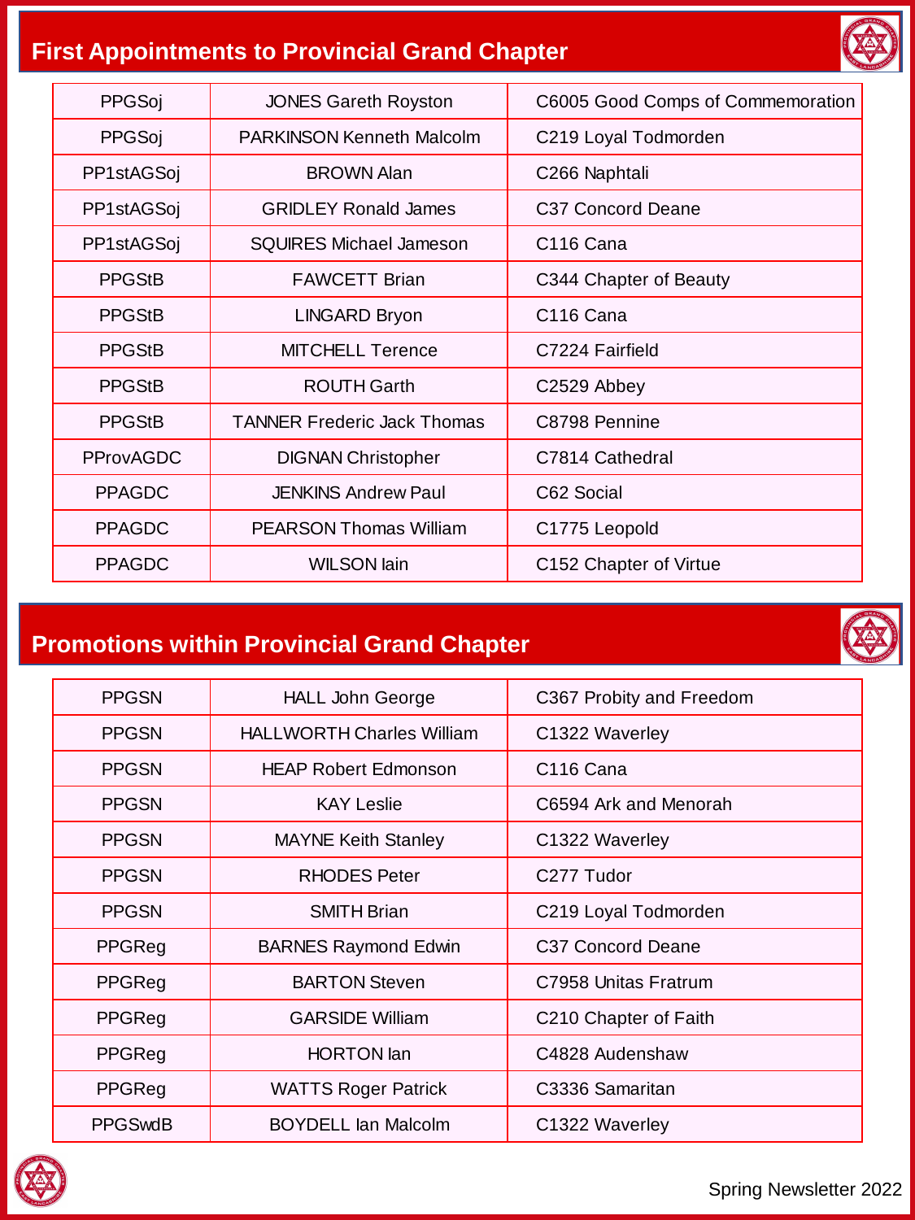## First Appointments to Provincial Grand Chapter

| | | |
|---|---|---|
| PPGSoj | JONES Gareth Royston | C6005 Good Comps of Commemoration |
| PPGSoj | PARKINSON Kenneth Malcolm | C219 Loyal Todmorden |
| PP1stAGSoj | BROWN Alan | C266 Naphtali |
| PP1stAGSoj | GRIDLEY Ronald James | C37 Concord Deane |
| PP1stAGSoj | SQUIRES Michael Jameson | C116 Cana |
| PPGStB | FAWCETT Brian | C344 Chapter of Beauty |
| PPGStB | LINGARD Bryon | C116 Cana |
| PPGStB | MITCHELL Terence | C7224 Fairfield |
| PPGStB | ROUTH Garth | C2529 Abbey |
| PPGStB | TANNER Frederic Jack Thomas | C8798 Pennine |
| PProvAGDC | DIGNAN Christopher | C7814 Cathedral |
| PPAGDC | JENKINS Andrew Paul | C62 Social |
| PPAGDC | PEARSON Thomas William | C1775 Leopold |
| PPAGDC | WILSON Iain | C152 Chapter of Virtue |

## Promotions within Provincial Grand Chapter

| | | |
|---|---|---|
| PPGSN | HALL John George | C367 Probity and Freedom |
| PPGSN | HALLWORTH Charles William | C1322 Waverley |
| PPGSN | HEAP Robert Edmonson | C116 Cana |
| PPGSN | KAY Leslie | C6594 Ark and Menorah |
| PPGSN | MAYNE Keith Stanley | C1322 Waverley |
| PPGSN | RHODES Peter | C277 Tudor |
| PPGSN | SMITH Brian | C219 Loyal Todmorden |
| PPGReg | BARNES Raymond Edwin | C37 Concord Deane |
| PPGReg | BARTON Steven | C7958 Unitas Fratrum |
| PPGReg | GARSIDE William | C210 Chapter of Faith |
| PPGReg | HORTON Ian | C4828 Audenshaw |
| PPGReg | WATTS Roger Patrick | C3336 Samaritan |
| PPGSwdB | BOYDELL Ian Malcolm | C1322 Waverley |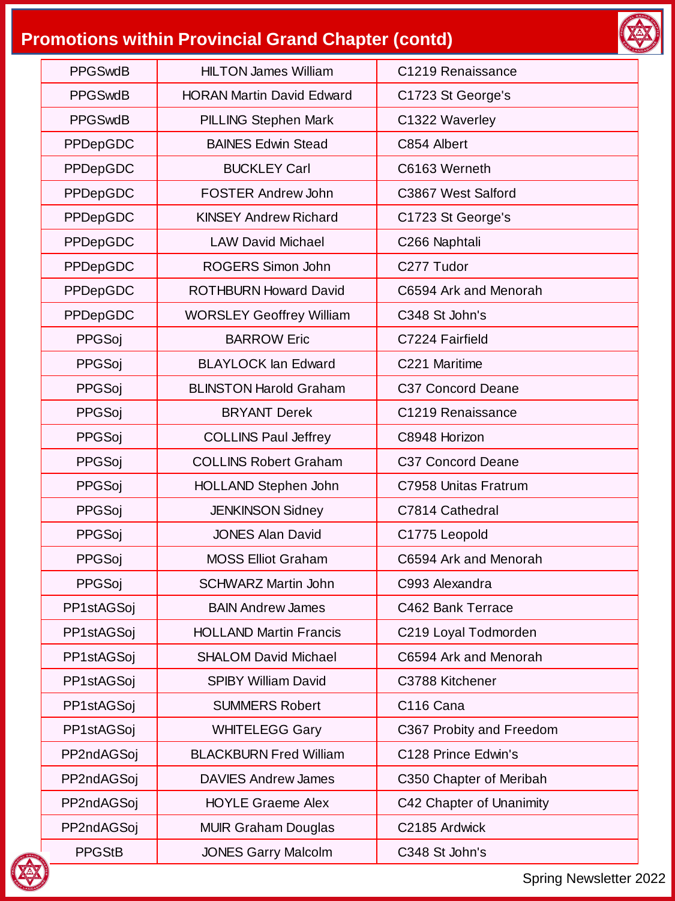## Promotions within Provincial Grand Chapter (contd)

| | | |
|---|---|---|
| PPGSwdB | HILTON James William | C1219 Renaissance |
| PPGSwdB | HORAN Martin David Edward | C1723 St George's |
| PPGSwdB | PILLING Stephen Mark | C1322 Waverley |
| PPDepGDC | BAINES Edwin Stead | C854 Albert |
| PPDepGDC | BUCKLEY Carl | C6163 Werneth |
| PPDepGDC | FOSTER Andrew John | C3867 West Salford |
| PPDepGDC | KINSEY Andrew Richard | C1723 St George's |
| PPDepGDC | LAW David Michael | C266 Naphtali |
| PPDepGDC | ROGERS Simon John | C277 Tudor |
| PPDepGDC | ROTHBURN Howard David | C6594 Ark and Menorah |
| PPDepGDC | WORSLEY Geoffrey William | C348 St John's |
| PPGSoj | BARROW Eric | C7224 Fairfield |
| PPGSoj | BLAYLOCK Ian Edward | C221 Maritime |
| PPGSoj | BLINSTON Harold Graham | C37 Concord Deane |
| PPGSoj | BRYANT Derek | C1219 Renaissance |
| PPGSoj | COLLINS Paul Jeffrey | C8948 Horizon |
| PPGSoj | COLLINS Robert Graham | C37 Concord Deane |
| PPGSoj | HOLLAND Stephen John | C7958 Unitas Fratrum |
| PPGSoj | JENKINSON Sidney | C7814 Cathedral |
| PPGSoj | JONES Alan David | C1775 Leopold |
| PPGSoj | MOSS Elliot Graham | C6594 Ark and Menorah |
| PPGSoj | SCHWARZ Martin John | C993 Alexandra |
| PP1stAGSoj | BAIN Andrew James | C462 Bank Terrace |
| PP1stAGSoj | HOLLAND Martin Francis | C219 Loyal Todmorden |
| PP1stAGSoj | SHALOM David Michael | C6594 Ark and Menorah |
| PP1stAGSoj | SPIBY William David | C3788 Kitchener |
| PP1stAGSoj | SUMMERS Robert | C116 Cana |
| PP1stAGSoj | WHITELEGG Gary | C367 Probity and Freedom |
| PP2ndAGSoj | BLACKBURN Fred William | C128 Prince Edwin's |
| PP2ndAGSoj | DAVIES Andrew James | C350 Chapter of Meribah |
| PP2ndAGSoj | HOYLE Graeme Alex | C42 Chapter of Unanimity |
| PP2ndAGSoj | MUIR Graham Douglas | C2185 Ardwick |
| PPGStB | JONES Garry Malcolm | C348 St John's |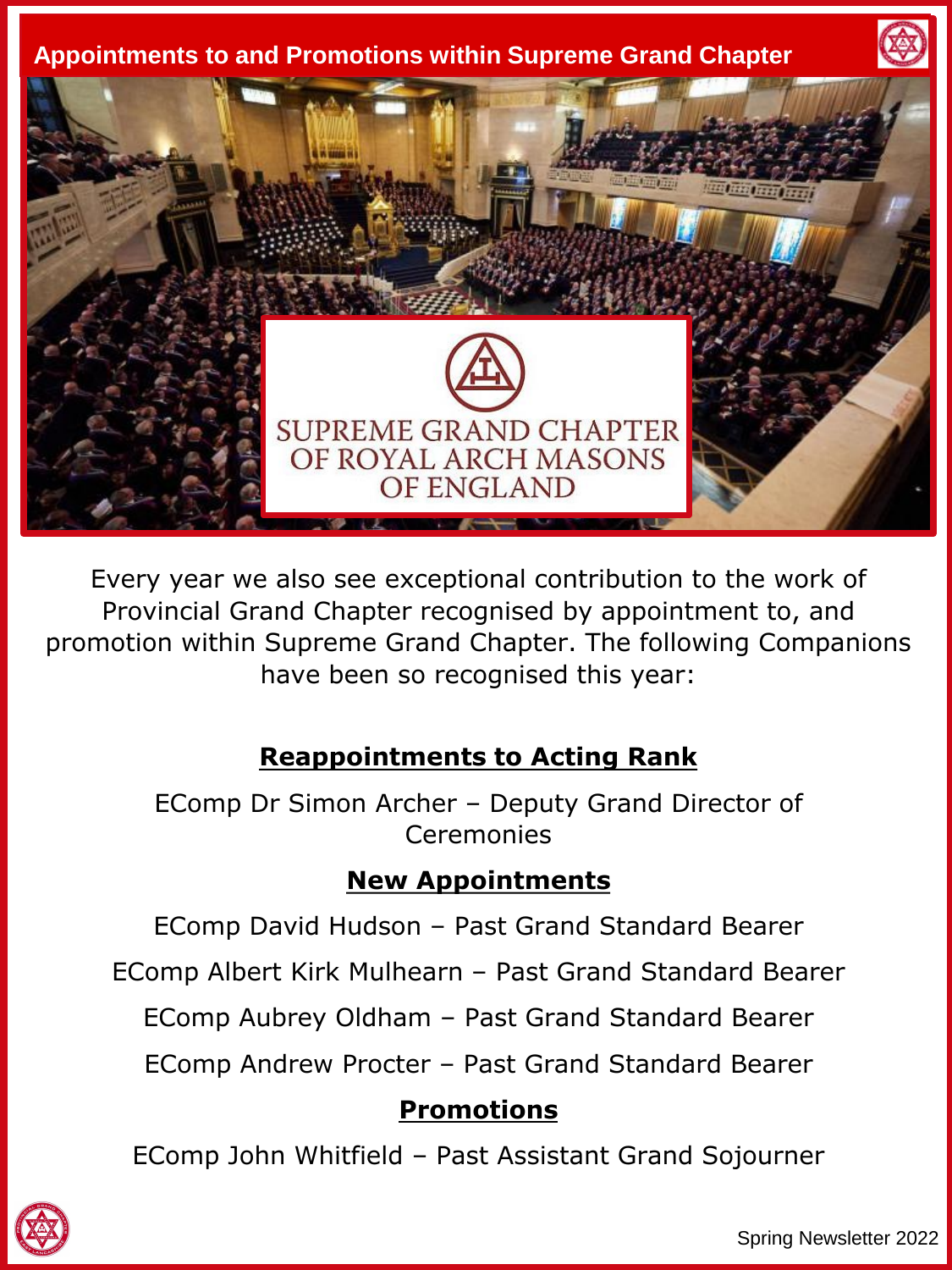# Appointments to and Promotions within Supreme Grand Chapter

SUPREME GRAND CHAPTER OF ROYAL ARCH MASONS OF ENGLAND

Every year we also see exceptional contribution to the work of Provincial Grand Chapter recognised by appointment to, and promotion within Supreme Grand Chapter. The following Companions have been so recognised this year:

## Reappointments to Acting Rank

EComp Dr Simon Archer – Deputy Grand Director of Ceremonies

## New Appointments

EComp David Hudson – Past Grand Standard Bearer

EComp Albert Kirk Mulhearn – Past Grand Standard Bearer

EComp Aubrey Oldham – Past Grand Standard Bearer

EComp Andrew Procter – Past Grand Standard Bearer

## Promotions

EComp John Whitfield – Past Assistant Grand Sojourner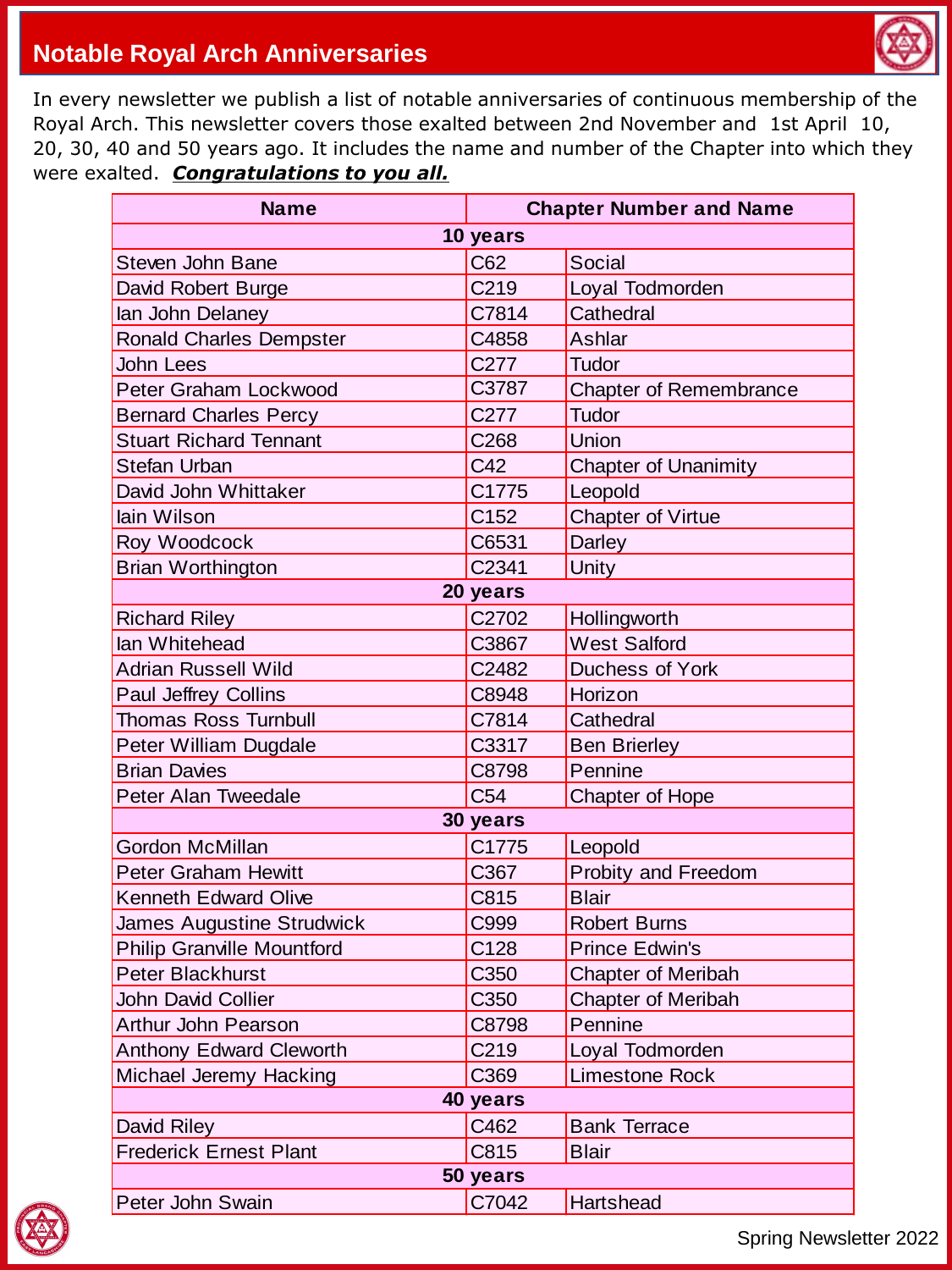## Notable Royal Arch Anniversaries

In every newsletter we publish a list of notable anniversaries of continuous membership of the Royal Arch. This newsletter covers those exalted between 2nd November and 1st April 10, 20, 30, 40 and 50 years ago. It includes the name and number of the Chapter into which they were exalted. ***Congratulations to you all.***

| Name | Chapter Number and Name | |
|---|---|---|
| **10 years** | | |
| Steven John Bane | C62 | Social |
| David Robert Burge | C219 | Loyal Todmorden |
| Ian John Delaney | C7814 | Cathedral |
| Ronald Charles Dempster | C4858 | Ashlar |
| John Lees | C277 | Tudor |
| Peter Graham Lockwood | C3787 | Chapter of Remembrance |
| Bernard Charles Percy | C277 | Tudor |
| Stuart Richard Tennant | C268 | Union |
| Stefan Urban | C42 | Chapter of Unanimity |
| David John Whittaker | C1775 | Leopold |
| Iain Wilson | C152 | Chapter of Virtue |
| Roy Woodcock | C6531 | Darley |
| Brian Worthington | C2341 | Unity |
| **20 years** | | |
| Richard Riley | C2702 | Hollingworth |
| Ian Whitehead | C3867 | West Salford |
| Adrian Russell Wild | C2482 | Duchess of York |
| Paul Jeffrey Collins | C8948 | Horizon |
| Thomas Ross Turnbull | C7814 | Cathedral |
| Peter William Dugdale | C3317 | Ben Brierley |
| Brian Davies | C8798 | Pennine |
| Peter Alan Tweedale | C54 | Chapter of Hope |
| **30 years** | | |
| Gordon McMillan | C1775 | Leopold |
| Peter Graham Hewitt | C367 | Probity and Freedom |
| Kenneth Edward Olive | C815 | Blair |
| James Augustine Strudwick | C999 | Robert Burns |
| Philip Granville Mountford | C128 | Prince Edwin's |
| Peter Blackhurst | C350 | Chapter of Meribah |
| John David Collier | C350 | Chapter of Meribah |
| Arthur John Pearson | C8798 | Pennine |
| Anthony Edward Cleworth | C219 | Loyal Todmorden |
| Michael Jeremy Hacking | C369 | Limestone Rock |
| **40 years** | | |
| David Riley | C462 | Bank Terrace |
| Frederick Ernest Plant | C815 | Blair |
| **50 years** | | |
| Peter John Swain | C7042 | Hartshead |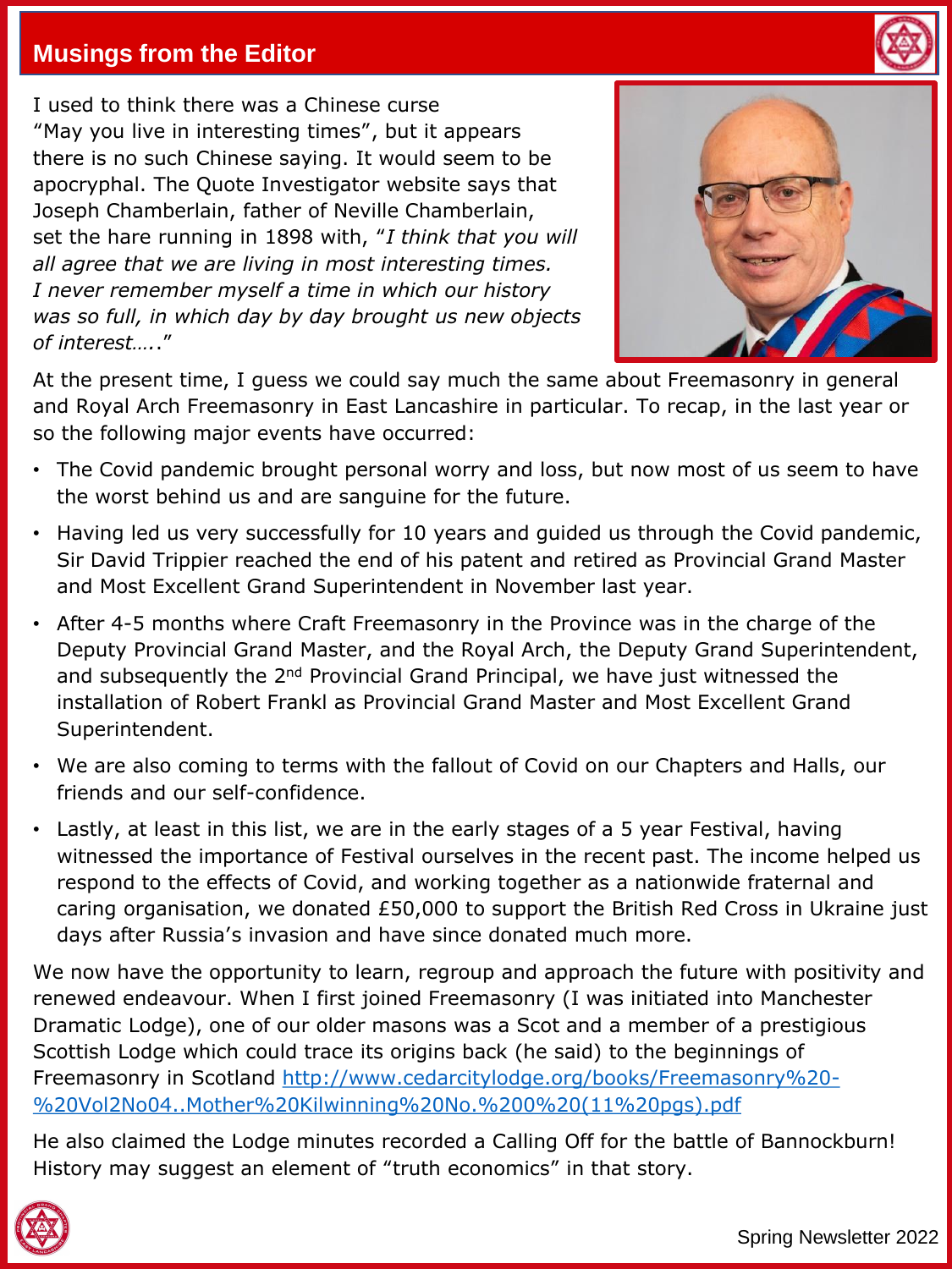## Musings from the Editor

I used to think there was a Chinese curse "May you live in interesting times", but it appears there is no such Chinese saying. It would seem to be apocryphal. The Quote Investigator website says that Joseph Chamberlain, father of Neville Chamberlain, set the hare running in 1898 with, "*I think that you will all agree that we are living in most interesting times. I never remember myself a time in which our history was so full, in which day by day brought us new objects of interest…..*"

At the present time, I guess we could say much the same about Freemasonry in general and Royal Arch Freemasonry in East Lancashire in particular. To recap, in the last year or so the following major events have occurred:

- The Covid pandemic brought personal worry and loss, but now most of us seem to have the worst behind us and are sanguine for the future.
- Having led us very successfully for 10 years and guided us through the Covid pandemic, Sir David Trippier reached the end of his patent and retired as Provincial Grand Master and Most Excellent Grand Superintendent in November last year.
- After 4-5 months where Craft Freemasonry in the Province was in the charge of the Deputy Provincial Grand Master, and the Royal Arch, the Deputy Grand Superintendent, and subsequently the 2nd Provincial Grand Principal, we have just witnessed the installation of Robert Frankl as Provincial Grand Master and Most Excellent Grand Superintendent.
- We are also coming to terms with the fallout of Covid on our Chapters and Halls, our friends and our self-confidence.
- Lastly, at least in this list, we are in the early stages of a 5 year Festival, having witnessed the importance of Festival ourselves in the recent past. The income helped us respond to the effects of Covid, and working together as a nationwide fraternal and caring organisation, we donated £50,000 to support the British Red Cross in Ukraine just days after Russia's invasion and have since donated much more.

We now have the opportunity to learn, regroup and approach the future with positivity and renewed endeavour. When I first joined Freemasonry (I was initiated into Manchester Dramatic Lodge), one of our older masons was a Scot and a member of a prestigious Scottish Lodge which could trace its origins back (he said) to the beginnings of Freemasonry in Scotland http://www.cedarcitylodge.org/books/Freemasonry%20-%20Vol2No04..Mother%20Kilwinning%20No.%200%20(11%20pgs).pdf

He also claimed the Lodge minutes recorded a Calling Off for the battle of Bannockburn! History may suggest an element of "truth economics" in that story.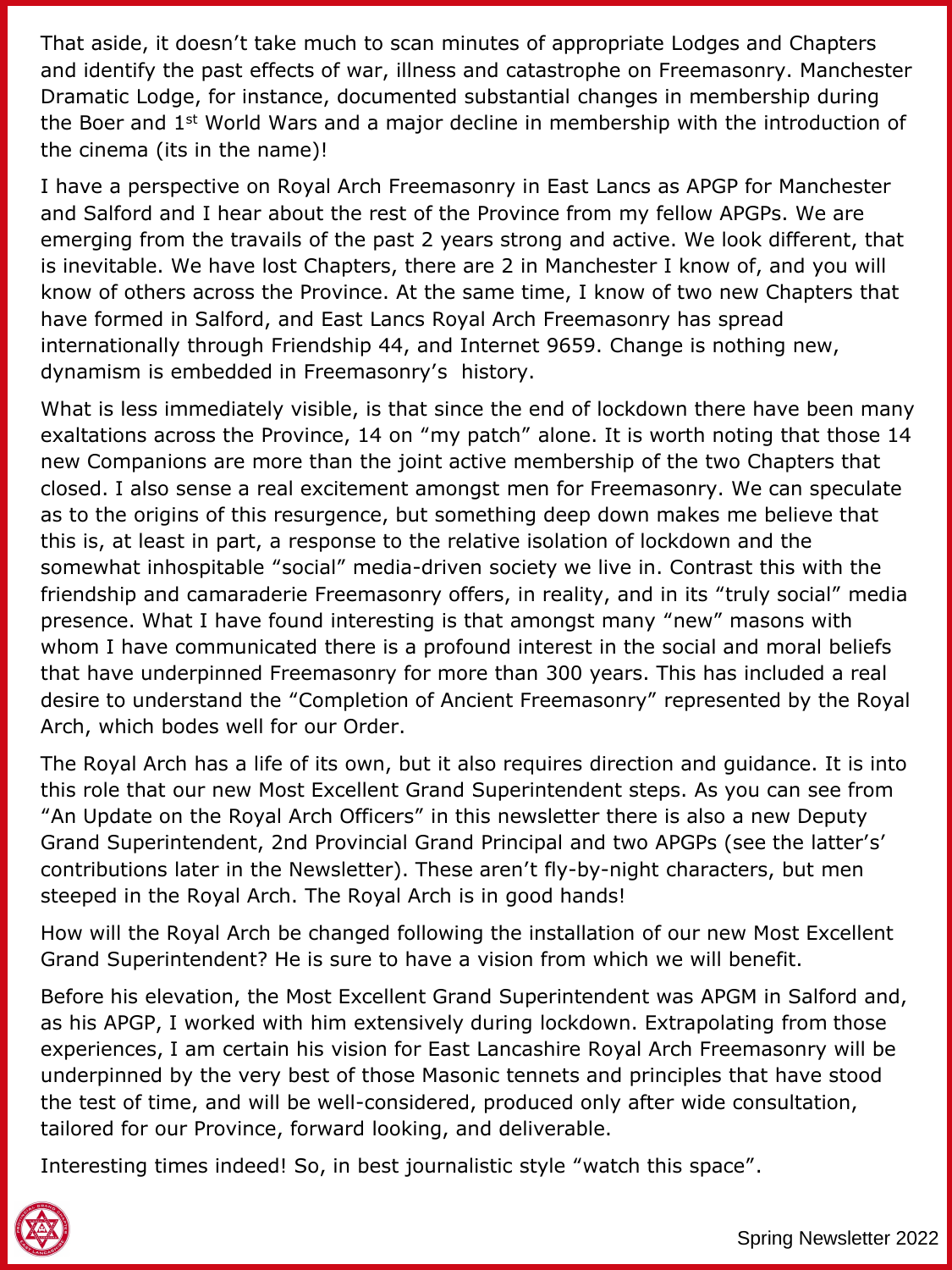That aside, it doesn't take much to scan minutes of appropriate Lodges and Chapters and identify the past effects of war, illness and catastrophe on Freemasonry. Manchester Dramatic Lodge, for instance, documented substantial changes in membership during the Boer and 1st World Wars and a major decline in membership with the introduction of the cinema (its in the name)!

I have a perspective on Royal Arch Freemasonry in East Lancs as APGP for Manchester and Salford and I hear about the rest of the Province from my fellow APGPs. We are emerging from the travails of the past 2 years strong and active. We look different, that is inevitable. We have lost Chapters, there are 2 in Manchester I know of, and you will know of others across the Province. At the same time, I know of two new Chapters that have formed in Salford, and East Lancs Royal Arch Freemasonry has spread internationally through Friendship 44, and Internet 9659. Change is nothing new, dynamism is embedded in Freemasonry's history.

What is less immediately visible, is that since the end of lockdown there have been many exaltations across the Province, 14 on "my patch" alone. It is worth noting that those 14 new Companions are more than the joint active membership of the two Chapters that closed. I also sense a real excitement amongst men for Freemasonry. We can speculate as to the origins of this resurgence, but something deep down makes me believe that this is, at least in part, a response to the relative isolation of lockdown and the somewhat inhospitable "social" media-driven society we live in. Contrast this with the friendship and camaraderie Freemasonry offers, in reality, and in its "truly social" media presence. What I have found interesting is that amongst many "new" masons with whom I have communicated there is a profound interest in the social and moral beliefs that have underpinned Freemasonry for more than 300 years. This has included a real desire to understand the "Completion of Ancient Freemasonry" represented by the Royal Arch, which bodes well for our Order.

The Royal Arch has a life of its own, but it also requires direction and guidance. It is into this role that our new Most Excellent Grand Superintendent steps. As you can see from "An Update on the Royal Arch Officers" in this newsletter there is also a new Deputy Grand Superintendent, 2nd Provincial Grand Principal and two APGPs (see the latter's' contributions later in the Newsletter). These aren't fly-by-night characters, but men steeped in the Royal Arch. The Royal Arch is in good hands!

How will the Royal Arch be changed following the installation of our new Most Excellent Grand Superintendent? He is sure to have a vision from which we will benefit.

Before his elevation, the Most Excellent Grand Superintendent was APGM in Salford and, as his APGP, I worked with him extensively during lockdown. Extrapolating from those experiences, I am certain his vision for East Lancashire Royal Arch Freemasonry will be underpinned by the very best of those Masonic tennets and principles that have stood the test of time, and will be well-considered, produced only after wide consultation, tailored for our Province, forward looking, and deliverable.

Interesting times indeed! So, in best journalistic style "watch this space".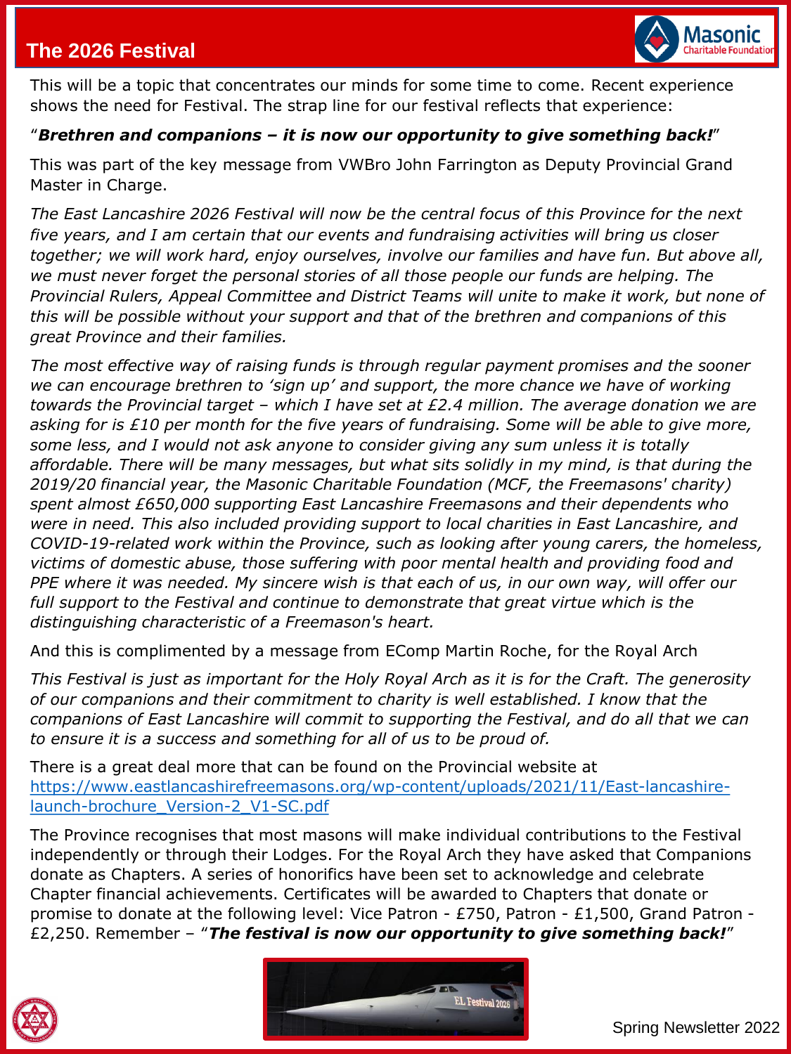# The 2026 Festival

This will be a topic that concentrates our minds for some time to come. Recent experience shows the need for Festival. The strap line for our festival reflects that experience:

"***Brethren and companions – it is now our opportunity to give something back!***"

This was part of the key message from VWBro John Farrington as Deputy Provincial Grand Master in Charge.

*The East Lancashire 2026 Festival will now be the central focus of this Province for the next five years, and I am certain that our events and fundraising activities will bring us closer together; we will work hard, enjoy ourselves, involve our families and have fun. But above all, we must never forget the personal stories of all those people our funds are helping. The Provincial Rulers, Appeal Committee and District Teams will unite to make it work, but none of this will be possible without your support and that of the brethren and companions of this great Province and their families.*

*The most effective way of raising funds is through regular payment promises and the sooner we can encourage brethren to 'sign up' and support, the more chance we have of working towards the Provincial target – which I have set at £2.4 million. The average donation we are asking for is £10 per month for the five years of fundraising. Some will be able to give more, some less, and I would not ask anyone to consider giving any sum unless it is totally affordable. There will be many messages, but what sits solidly in my mind, is that during the 2019/20 financial year, the Masonic Charitable Foundation (MCF, the Freemasons' charity) spent almost £650,000 supporting East Lancashire Freemasons and their dependents who were in need. This also included providing support to local charities in East Lancashire, and COVID-19-related work within the Province, such as looking after young carers, the homeless, victims of domestic abuse, those suffering with poor mental health and providing food and PPE where it was needed. My sincere wish is that each of us, in our own way, will offer our full support to the Festival and continue to demonstrate that great virtue which is the distinguishing characteristic of a Freemason's heart.*

And this is complimented by a message from EComp Martin Roche, for the Royal Arch

*This Festival is just as important for the Holy Royal Arch as it is for the Craft. The generosity of our companions and their commitment to charity is well established. I know that the companions of East Lancashire will commit to supporting the Festival, and do all that we can to ensure it is a success and something for all of us to be proud of.*

There is a great deal more that can be found on the Provincial website at [https://www.eastlancashirefreemasons.org/wp-content/uploads/2021/11/East-lancashire-launch-brochure_Version-2_V1-SC.pdf](https://www.eastlancashirefreemasons.org/wp-content/uploads/2021/11/East-lancashire-launch-brochure_Version-2_V1-SC.pdf)

The Province recognises that most masons will make individual contributions to the Festival independently or through their Lodges. For the Royal Arch they have asked that Companions donate as Chapters. A series of honorifics have been set to acknowledge and celebrate Chapter financial achievements. Certificates will be awarded to Chapters that donate or promise to donate at the following level: Vice Patron - £750, Patron - £1,500, Grand Patron - £2,250. Remember – "***The festival is now our opportunity to give something back!***"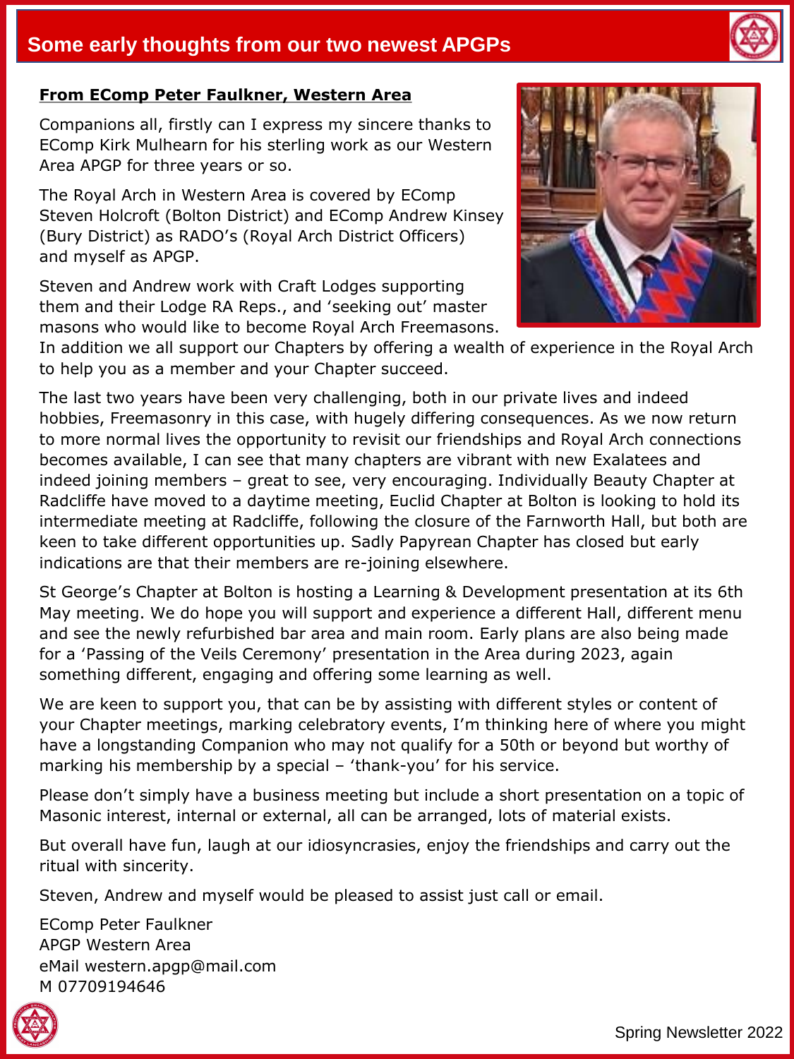# Some early thoughts from our two newest APGPs

**From EComp Peter Faulkner, Western Area**

Companions all, firstly can I express my sincere thanks to EComp Kirk Mulhearn for his sterling work as our Western Area APGP for three years or so.

The Royal Arch in Western Area is covered by EComp Steven Holcroft (Bolton District) and EComp Andrew Kinsey (Bury District) as RADO's (Royal Arch District Officers) and myself as APGP.

Steven and Andrew work with Craft Lodges supporting them and their Lodge RA Reps., and 'seeking out' master masons who would like to become Royal Arch Freemasons. In addition we all support our Chapters by offering a wealth of experience in the Royal Arch to help you as a member and your Chapter succeed.

The last two years have been very challenging, both in our private lives and indeed hobbies, Freemasonry in this case, with hugely differing consequences. As we now return to more normal lives the opportunity to revisit our friendships and Royal Arch connections becomes available, I can see that many chapters are vibrant with new Exalatees and indeed joining members – great to see, very encouraging. Individually Beauty Chapter at Radcliffe have moved to a daytime meeting, Euclid Chapter at Bolton is looking to hold its intermediate meeting at Radcliffe, following the closure of the Farnworth Hall, but both are keen to take different opportunities up. Sadly Papyrean Chapter has closed but early indications are that their members are re-joining elsewhere.

St George's Chapter at Bolton is hosting a Learning & Development presentation at its 6th May meeting. We do hope you will support and experience a different Hall, different menu and see the newly refurbished bar area and main room. Early plans are also being made for a 'Passing of the Veils Ceremony' presentation in the Area during 2023, again something different, engaging and offering some learning as well.

We are keen to support you, that can be by assisting with different styles or content of your Chapter meetings, marking celebratory events, I'm thinking here of where you might have a longstanding Companion who may not qualify for a 50th or beyond but worthy of marking his membership by a special – 'thank-you' for his service.

Please don't simply have a business meeting but include a short presentation on a topic of Masonic interest, internal or external, all can be arranged, lots of material exists.

But overall have fun, laugh at our idiosyncrasies, enjoy the friendships and carry out the ritual with sincerity.

Steven, Andrew and myself would be pleased to assist just call or email.

EComp Peter Faulkner
APGP Western Area
eMail western.apgp@mail.com
M 07709194646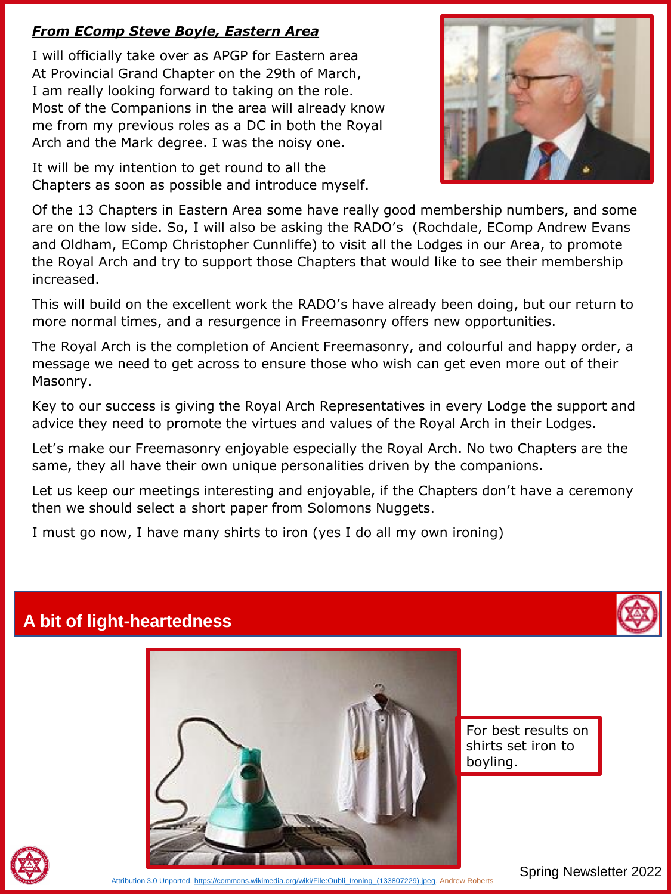***From EComp Steve Boyle, Eastern Area***

I will officially take over as APGP for Eastern area At Provincial Grand Chapter on the 29th of March, I am really looking forward to taking on the role. Most of the Companions in the area will already know me from my previous roles as a DC in both the Royal Arch and the Mark degree. I was the noisy one.

It will be my intention to get round to all the Chapters as soon as possible and introduce myself.

Of the 13 Chapters in Eastern Area some have really good membership numbers, and some are on the low side. So, I will also be asking the RADO's (Rochdale, EComp Andrew Evans and Oldham, EComp Christopher Cunnliffe) to visit all the Lodges in our Area, to promote the Royal Arch and try to support those Chapters that would like to see their membership increased.

This will build on the excellent work the RADO's have already been doing, but our return to more normal times, and a resurgence in Freemasonry offers new opportunities.

The Royal Arch is the completion of Ancient Freemasonry, and colourful and happy order, a message we need to get across to ensure those who wish can get even more out of their Masonry.

Key to our success is giving the Royal Arch Representatives in every Lodge the support and advice they need to promote the virtues and values of the Royal Arch in their Lodges.

Let's make our Freemasonry enjoyable especially the Royal Arch. No two Chapters are the same, they all have their own unique personalities driven by the companions.

Let us keep our meetings interesting and enjoyable, if the Chapters don't have a ceremony then we should select a short paper from Solomons Nuggets.

I must go now, I have many shirts to iron (yes I do all my own ironing)

## A bit of light-heartedness

For best results on shirts set iron to boyling.

Attribution 3.0 Unported. https://commons.wikimedia.org/wiki/File:Oubli_Ironing_(133807229).jpeg. Andrew Roberts

Spring Newsletter 2022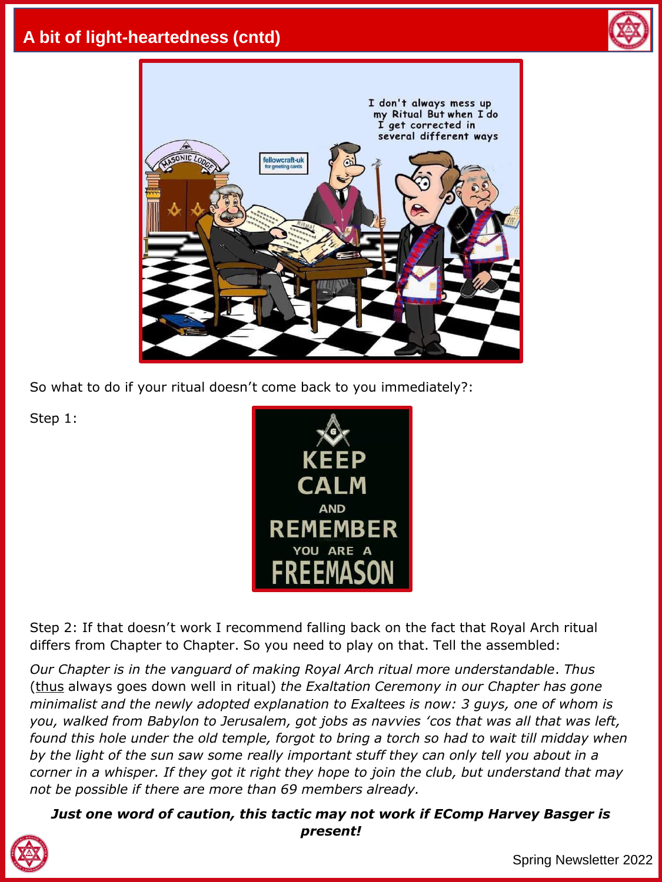## A bit of light-heartedness (cntd)

So what to do if your ritual doesn't come back to you immediately?:

Step 1:

KEEP CALM AND REMEMBER YOU ARE A FREEMASON

Step 2: If that doesn't work I recommend falling back on the fact that Royal Arch ritual differs from Chapter to Chapter. So you need to play on that. Tell the assembled:

*Our Chapter is in the vanguard of making Royal Arch ritual more understandable. Thus* (thus always goes down well in ritual) *the Exaltation Ceremony in our Chapter has gone minimalist and the newly adopted explanation to Exaltees is now: 3 guys, one of whom is you, walked from Babylon to Jerusalem, got jobs as navvies 'cos that was all that was left, found this hole under the old temple, forgot to bring a torch so had to wait till midday when by the light of the sun saw some really important stuff they can only tell you about in a corner in a whisper. If they got it right they hope to join the club, but understand that may not be possible if there are more than 69 members already.*

***Just one word of caution, this tactic may not work if EComp Harvey Basger is present!***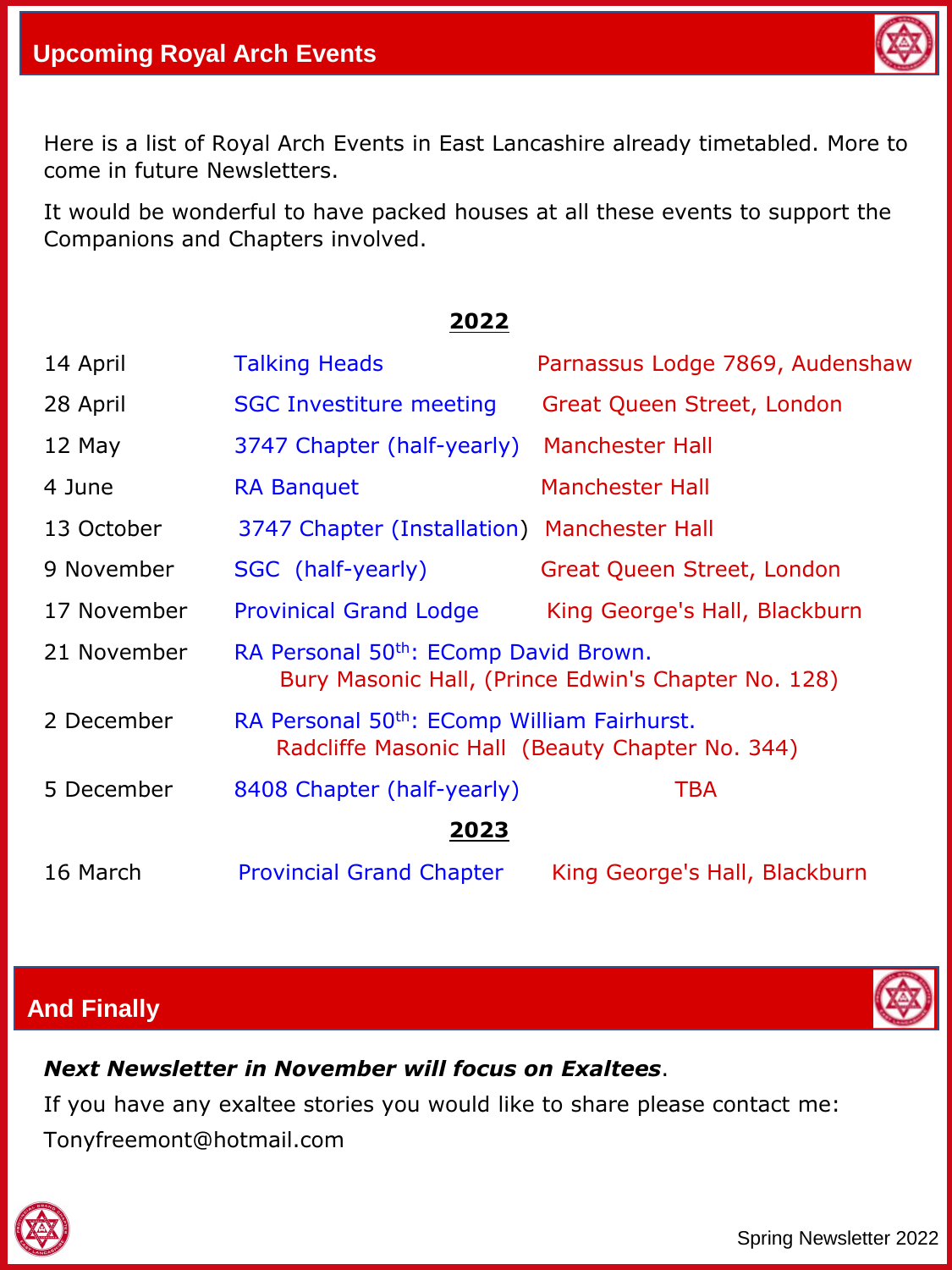## Upcoming Royal Arch Events

Here is a list of Royal Arch Events in East Lancashire already timetabled. More to come in future Newsletters.

It would be wonderful to have packed houses at all these events to support the Companions and Chapters involved.

**2022**

| | | |
|---|---|---|
| 14 April | Talking Heads | Parnassus Lodge 7869, Audenshaw |
| 28 April | SGC Investiture meeting | Great Queen Street, London |
| 12 May | 3747 Chapter (half-yearly) | Manchester Hall |
| 4 June | RA Banquet | Manchester Hall |
| 13 October | 3747 Chapter (Installation) | Manchester Hall |
| 9 November | SGC (half-yearly) | Great Queen Street, London |
| 17 November | Provinical Grand Lodge | King George's Hall, Blackburn |
| 21 November | RA Personal 50th: EComp David Brown. | Bury Masonic Hall, (Prince Edwin's Chapter No. 128) |
| 2 December | RA Personal 50th: EComp William Fairhurst. | Radcliffe Masonic Hall (Beauty Chapter No. 344) |
| 5 December | 8408 Chapter (half-yearly) | TBA |

**2023**

| | | |
|---|---|---|
| 16 March | Provincial Grand Chapter | King George's Hall, Blackburn |

## And Finally

***Next Newsletter in November will focus on Exaltees***.

If you have any exaltee stories you would like to share please contact me:

Tonyfreemont@hotmail.com